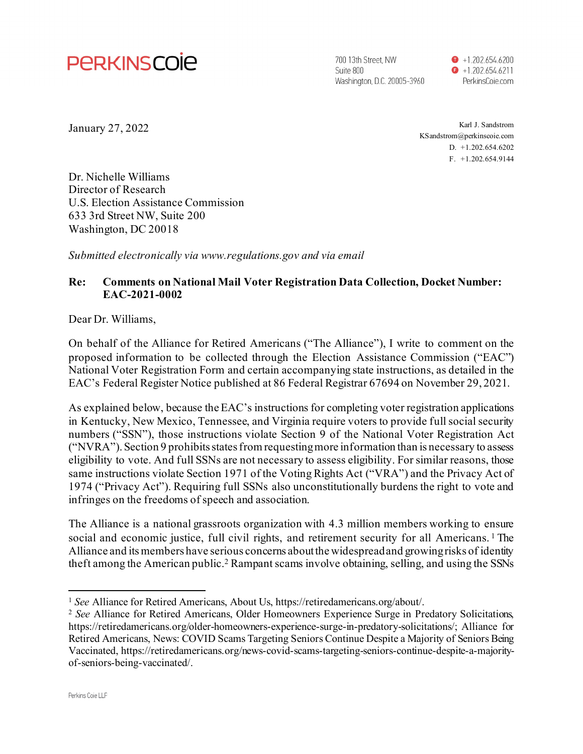**PERKINSCOIE**

700 13th Street, NW
Suite 800
Washington, D.C. 20005-3960

T +1.202.654.6200
F +1.202.654.6211
PerkinsCoie.com

January 27, 2022

Karl J. Sandstrom
KSandstrom@perkinscoie.com
D. +1.202.654.6202
F. +1.202.654.9144

Dr. Nichelle Williams
Director of Research
U.S. Election Assistance Commission
633 3rd Street NW, Suite 200
Washington, DC 20018

*Submitted electronically via www.regulations.gov and via email*

**Re: Comments on National Mail Voter Registration Data Collection, Docket Number: EAC-2021-0002**

Dear Dr. Williams,

On behalf of the Alliance for Retired Americans ("The Alliance"), I write to comment on the proposed information to be collected through the Election Assistance Commission ("EAC") National Voter Registration Form and certain accompanying state instructions, as detailed in the EAC's Federal Register Notice published at 86 Federal Registrar 67694 on November 29, 2021.

As explained below, because the EAC's instructions for completing voter registration applications in Kentucky, New Mexico, Tennessee, and Virginia require voters to provide full social security numbers ("SSN"), those instructions violate Section 9 of the National Voter Registration Act ("NVRA"). Section 9 prohibits states from requesting more information than is necessary to assess eligibility to vote. And full SSNs are not necessary to assess eligibility. For similar reasons, those same instructions violate Section 1971 of the Voting Rights Act ("VRA") and the Privacy Act of 1974 ("Privacy Act"). Requiring full SSNs also unconstitutionally burdens the right to vote and infringes on the freedoms of speech and association.

The Alliance is a national grassroots organization with 4.3 million members working to ensure social and economic justice, full civil rights, and retirement security for all Americans.[1] The Alliance and its members have serious concerns about the widespread and growing risks of identity theft among the American public.[2] Rampant scams involve obtaining, selling, and using the SSNs

[1] *See* Alliance for Retired Americans, About Us, https://retiredamericans.org/about/.

[2] *See* Alliance for Retired Americans, Older Homeowners Experience Surge in Predatory Solicitations, https://retiredamericans.org/older-homeowners-experience-surge-in-predatory-solicitations/; Alliance for Retired Americans, News: COVID Scams Targeting Seniors Continue Despite a Majority of Seniors Being Vaccinated, https://retiredamericans.org/news-covid-scams-targeting-seniors-continue-despite-a-majority-of-seniors-being-vaccinated/.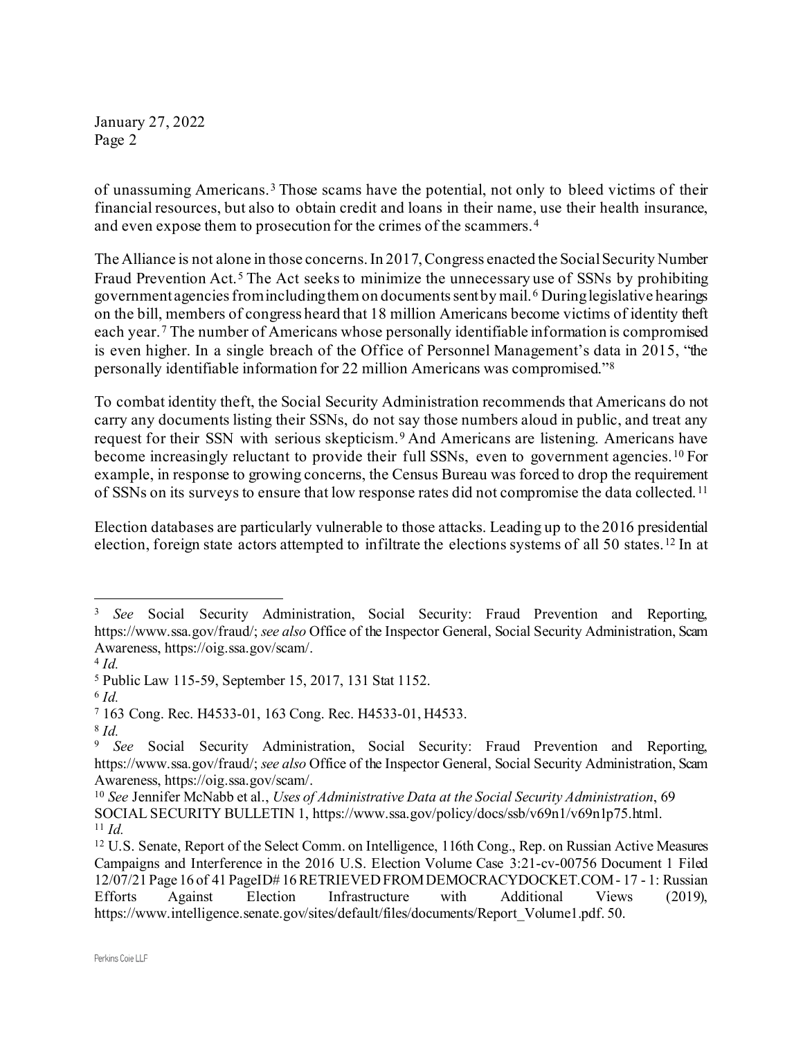of unassuming Americans.[3] Those scams have the potential, not only to bleed victims of their financial resources, but also to obtain credit and loans in their name, use their health insurance, and even expose them to prosecution for the crimes of the scammers.[4]

The Alliance is not alone in those concerns. In 2017, Congress enacted the Social Security Number Fraud Prevention Act.[5] The Act seeks to minimize the unnecessary use of SSNs by prohibiting government agencies from including them on documents sent by mail.[6] During legislative hearings on the bill, members of congress heard that 18 million Americans become victims of identity theft each year.[7] The number of Americans whose personally identifiable information is compromised is even higher. In a single breach of the Office of Personnel Management's data in 2015, "the personally identifiable information for 22 million Americans was compromised."[8]

To combat identity theft, the Social Security Administration recommends that Americans do not carry any documents listing their SSNs, do not say those numbers aloud in public, and treat any request for their SSN with serious skepticism.[9] And Americans are listening. Americans have become increasingly reluctant to provide their full SSNs, even to government agencies.[10] For example, in response to growing concerns, the Census Bureau was forced to drop the requirement of SSNs on its surveys to ensure that low response rates did not compromise the data collected.[11]

Election databases are particularly vulnerable to those attacks. Leading up to the 2016 presidential election, foreign state actors attempted to infiltrate the elections systems of all 50 states.[12] In at

---

[3] *See* Social Security Administration, Social Security: Fraud Prevention and Reporting, https://www.ssa.gov/fraud/; *see also* Office of the Inspector General, Social Security Administration, Scam Awareness, https://oig.ssa.gov/scam/.

[4] *Id.*

[5] Public Law 115-59, September 15, 2017, 131 Stat 1152.

[6] *Id.*

[7] 163 Cong. Rec. H4533-01, 163 Cong. Rec. H4533-01, H4533.

[8] *Id.*

[9] *See* Social Security Administration, Social Security: Fraud Prevention and Reporting, https://www.ssa.gov/fraud/; *see also* Office of the Inspector General, Social Security Administration, Scam Awareness, https://oig.ssa.gov/scam/.

[10] *See* Jennifer McNabb et al., *Uses of Administrative Data at the Social Security Administration*, 69 SOCIAL SECURITY BULLETIN 1, https://www.ssa.gov/policy/docs/ssb/v69n1/v69n1p75.html.

[11] *Id.*

[12] U.S. Senate, Report of the Select Comm. on Intelligence, 116th Cong., Rep. on Russian Active Measures Campaigns and Interference in the 2016 U.S. Election Volume Case 3:21-cv-00756 Document 1 Filed 12/07/21 Page 16 of 41 PageID# 16 RETRIEVED FROM DEMOCRACYDOCKET.COM - 17 - 1: Russian Efforts Against Election Infrastructure with Additional Views (2019), https://www.intelligence.senate.gov/sites/default/files/documents/Report_Volume1.pdf. 50.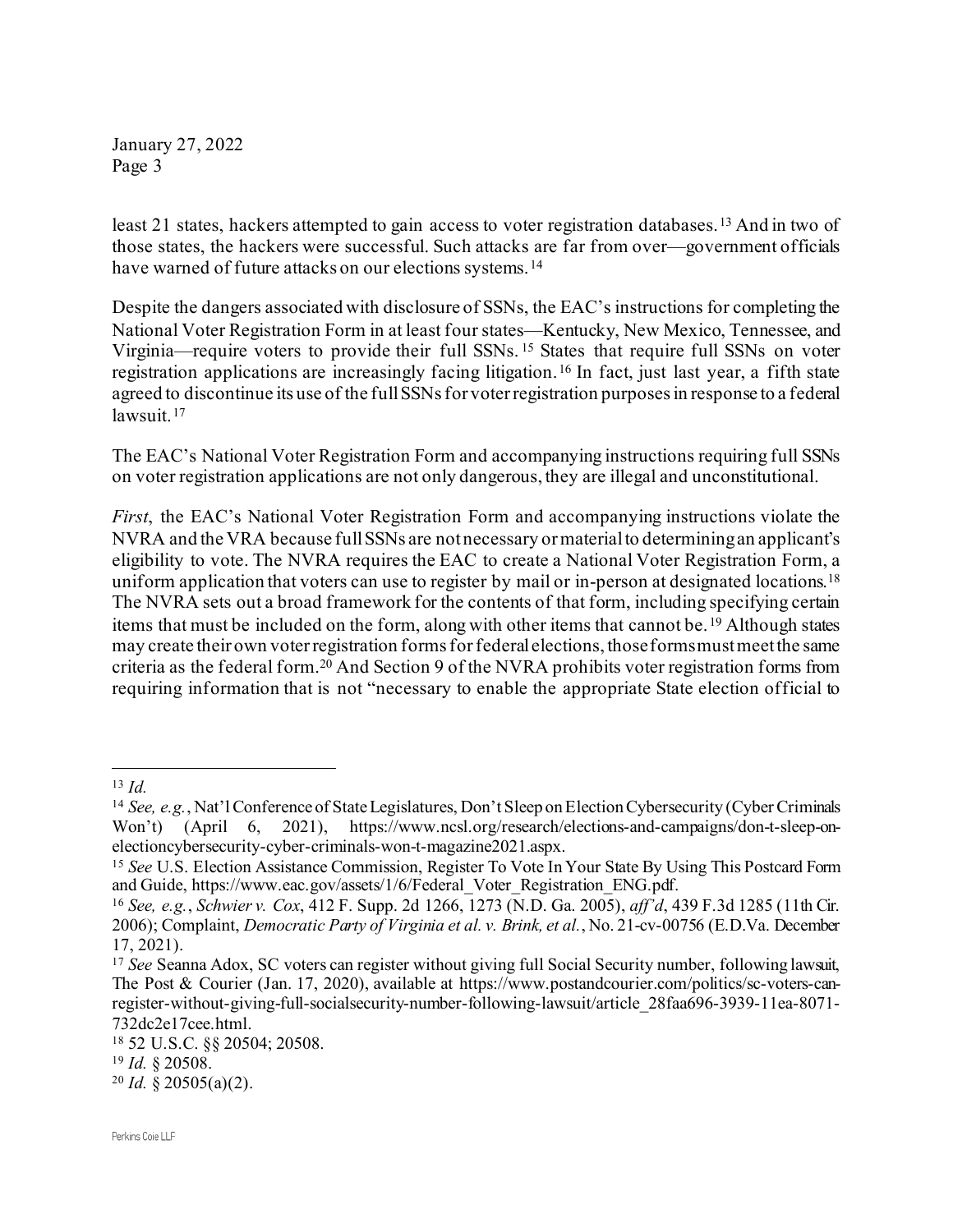least 21 states, hackers attempted to gain access to voter registration databases.[13] And in two of those states, the hackers were successful. Such attacks are far from over—government officials have warned of future attacks on our elections systems.[14]

Despite the dangers associated with disclosure of SSNs, the EAC's instructions for completing the National Voter Registration Form in at least four states—Kentucky, New Mexico, Tennessee, and Virginia—require voters to provide their full SSNs.[15] States that require full SSNs on voter registration applications are increasingly facing litigation.[16] In fact, just last year, a fifth state agreed to discontinue its use of the full SSNs for voter registration purposes in response to a federal lawsuit.[17]

The EAC's National Voter Registration Form and accompanying instructions requiring full SSNs on voter registration applications are not only dangerous, they are illegal and unconstitutional.

*First*, the EAC's National Voter Registration Form and accompanying instructions violate the NVRA and the VRA because full SSNs are not necessary or material to determining an applicant's eligibility to vote. The NVRA requires the EAC to create a National Voter Registration Form, a uniform application that voters can use to register by mail or in-person at designated locations.[18] The NVRA sets out a broad framework for the contents of that form, including specifying certain items that must be included on the form, along with other items that cannot be.[19] Although states may create their own voter registration forms for federal elections, those forms must meet the same criteria as the federal form.[20] And Section 9 of the NVRA prohibits voter registration forms from requiring information that is not "necessary to enable the appropriate State election official to

---

[13] *Id.*

[14] *See, e.g.*, Nat'l Conference of State Legislatures, Don't Sleep on Election Cybersecurity (Cyber Criminals Won't) (April 6, 2021), https://www.ncsl.org/research/elections-and-campaigns/don-t-sleep-on-electioncybersecurity-cyber-criminals-won-t-magazine2021.aspx.

[15] *See* U.S. Election Assistance Commission, Register To Vote In Your State By Using This Postcard Form and Guide, https://www.eac.gov/assets/1/6/Federal_Voter_Registration_ENG.pdf.

[16] *See, e.g.*, *Schwier v. Cox*, 412 F. Supp. 2d 1266, 1273 (N.D. Ga. 2005), *aff'd*, 439 F.3d 1285 (11th Cir. 2006); Complaint, *Democratic Party of Virginia et al. v. Brink, et al.*, No. 21-cv-00756 (E.D.Va. December 17, 2021).

[17] *See* Seanna Adox, SC voters can register without giving full Social Security number, following lawsuit, The Post & Courier (Jan. 17, 2020), available at https://www.postandcourier.com/politics/sc-voters-can-register-without-giving-full-socialsecurity-number-following-lawsuit/article_28faa696-3939-11ea-8071-732dc2e17cee.html.

[18] 52 U.S.C. §§ 20504; 20508.

[19] *Id.* § 20508.

[20] *Id.* § 20505(a)(2).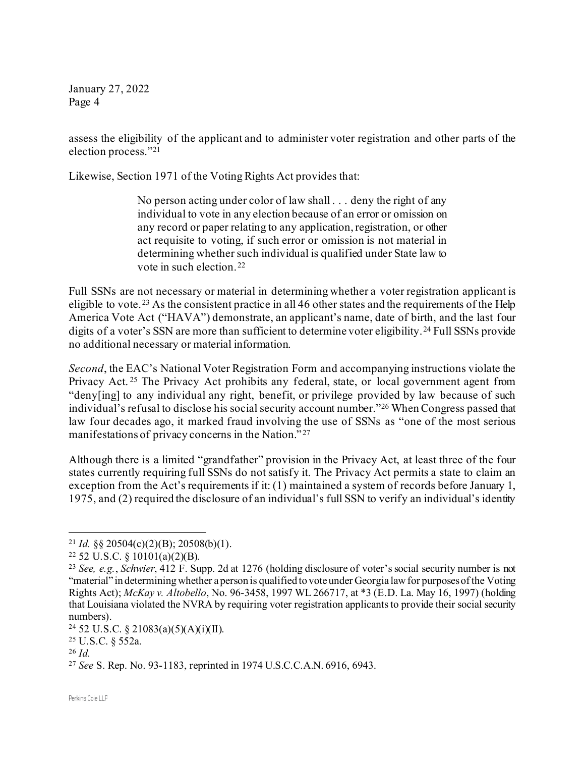assess the eligibility of the applicant and to administer voter registration and other parts of the election process."[21]

Likewise, Section 1971 of the Voting Rights Act provides that:

> No person acting under color of law shall . . . deny the right of any individual to vote in any election because of an error or omission on any record or paper relating to any application, registration, or other act requisite to voting, if such error or omission is not material in determining whether such individual is qualified under State law to vote in such election.[22]

Full SSNs are not necessary or material in determining whether a voter registration applicant is eligible to vote.[23] As the consistent practice in all 46 other states and the requirements of the Help America Vote Act ("HAVA") demonstrate, an applicant's name, date of birth, and the last four digits of a voter's SSN are more than sufficient to determine voter eligibility.[24] Full SSNs provide no additional necessary or material information.

*Second*, the EAC's National Voter Registration Form and accompanying instructions violate the Privacy Act.[25] The Privacy Act prohibits any federal, state, or local government agent from "deny[ing] to any individual any right, benefit, or privilege provided by law because of such individual's refusal to disclose his social security account number."[26] When Congress passed that law four decades ago, it marked fraud involving the use of SSNs as "one of the most serious manifestations of privacy concerns in the Nation."[27]

Although there is a limited "grandfather" provision in the Privacy Act, at least three of the four states currently requiring full SSNs do not satisfy it. The Privacy Act permits a state to claim an exception from the Act's requirements if it: (1) maintained a system of records before January 1, 1975, and (2) required the disclosure of an individual's full SSN to verify an individual's identity

---

[21] *Id.* §§ 20504(c)(2)(B); 20508(b)(1).

[22] 52 U.S.C. § 10101(a)(2)(B).

[23] *See, e.g.*, *Schwier*, 412 F. Supp. 2d at 1276 (holding disclosure of voter's social security number is not "material" in determining whether a person is qualified to vote under Georgia law for purposes of the Voting Rights Act); *McKay v. Altobello*, No. 96-3458, 1997 WL 266717, at *3 (E.D. La. May 16, 1997) (holding that Louisiana violated the NVRA by requiring voter registration applicants to provide their social security numbers).

[24] 52 U.S.C. § 21083(a)(5)(A)(i)(II).

[25] U.S.C. § 552a.

[26] *Id.*

[27] *See* S. Rep. No. 93-1183, reprinted in 1974 U.S.C.C.A.N. 6916, 6943.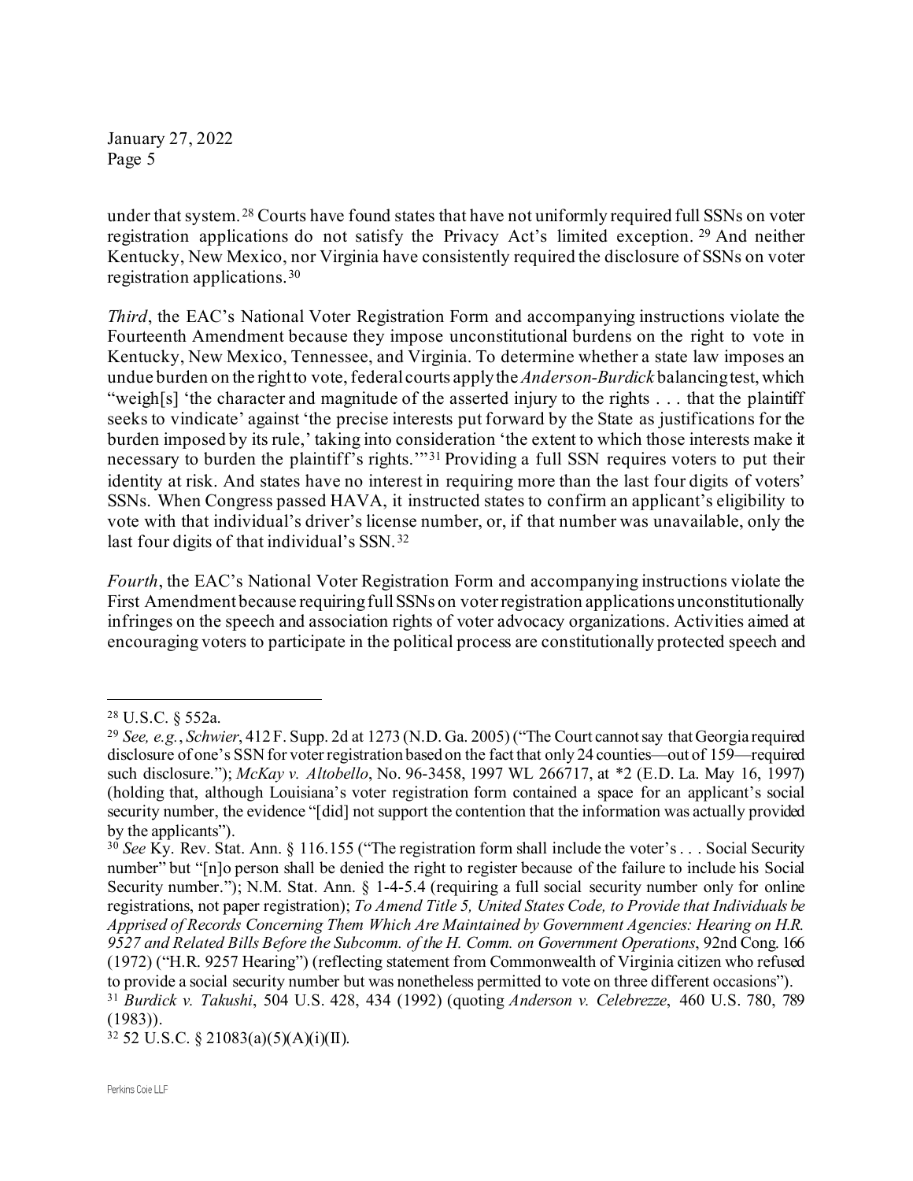under that system.[28] Courts have found states that have not uniformly required full SSNs on voter registration applications do not satisfy the Privacy Act's limited exception.[29] And neither Kentucky, New Mexico, nor Virginia have consistently required the disclosure of SSNs on voter registration applications.[30]

*Third*, the EAC's National Voter Registration Form and accompanying instructions violate the Fourteenth Amendment because they impose unconstitutional burdens on the right to vote in Kentucky, New Mexico, Tennessee, and Virginia. To determine whether a state law imposes an undue burden on the right to vote, federal courts apply the *Anderson-Burdick* balancing test, which "weigh[s] 'the character and magnitude of the asserted injury to the rights . . . that the plaintiff seeks to vindicate' against 'the precise interests put forward by the State as justifications for the burden imposed by its rule,' taking into consideration 'the extent to which those interests make it necessary to burden the plaintiff's rights.'"[31] Providing a full SSN requires voters to put their identity at risk. And states have no interest in requiring more than the last four digits of voters' SSNs. When Congress passed HAVA, it instructed states to confirm an applicant's eligibility to vote with that individual's driver's license number, or, if that number was unavailable, only the last four digits of that individual's SSN.[32]

*Fourth*, the EAC's National Voter Registration Form and accompanying instructions violate the First Amendment because requiring full SSNs on voter registration applications unconstitutionally infringes on the speech and association rights of voter advocacy organizations. Activities aimed at encouraging voters to participate in the political process are constitutionally protected speech and

---

[28] U.S.C. § 552a.

[29] *See, e.g.*, *Schwier*, 412 F. Supp. 2d at 1273 (N.D. Ga. 2005) ("The Court cannot say that Georgia required disclosure of one's SSN for voter registration based on the fact that only 24 counties—out of 159—required such disclosure."); *McKay v. Altobello*, No. 96-3458, 1997 WL 266717, at *2 (E.D. La. May 16, 1997) (holding that, although Louisiana's voter registration form contained a space for an applicant's social security number, the evidence "[did] not support the contention that the information was actually provided by the applicants").

[30] *See* Ky. Rev. Stat. Ann. § 116.155 ("The registration form shall include the voter's . . . Social Security number" but "[n]o person shall be denied the right to register because of the failure to include his Social Security number."); N.M. Stat. Ann. § 1-4-5.4 (requiring a full social security number only for online registrations, not paper registration); *To Amend Title 5, United States Code, to Provide that Individuals be Apprised of Records Concerning Them Which Are Maintained by Government Agencies: Hearing on H.R. 9527 and Related Bills Before the Subcomm. of the H. Comm. on Government Operations*, 92nd Cong. 166 (1972) ("H.R. 9257 Hearing") (reflecting statement from Commonwealth of Virginia citizen who refused to provide a social security number but was nonetheless permitted to vote on three different occasions").

[31] *Burdick v. Takushi*, 504 U.S. 428, 434 (1992) (quoting *Anderson v. Celebrezze*, 460 U.S. 780, 789 (1983)).

[32] 52 U.S.C. § 21083(a)(5)(A)(i)(II).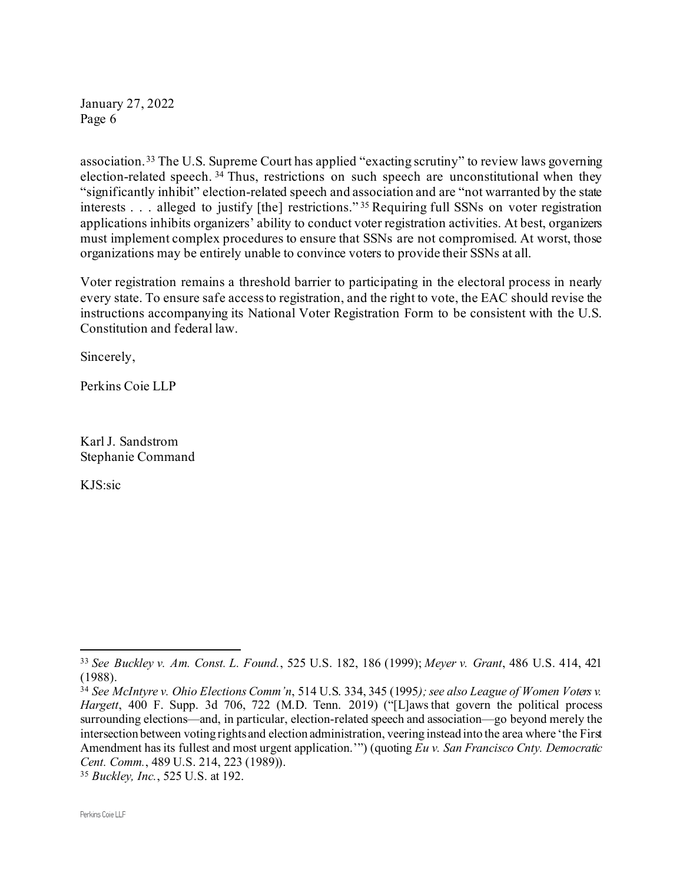association.[33] The U.S. Supreme Court has applied "exacting scrutiny" to review laws governing election-related speech.[34] Thus, restrictions on such speech are unconstitutional when they "significantly inhibit" election-related speech and association and are "not warranted by the state interests . . . alleged to justify [the] restrictions."[35] Requiring full SSNs on voter registration applications inhibits organizers' ability to conduct voter registration activities. At best, organizers must implement complex procedures to ensure that SSNs are not compromised. At worst, those organizations may be entirely unable to convince voters to provide their SSNs at all.

Voter registration remains a threshold barrier to participating in the electoral process in nearly every state. To ensure safe access to registration, and the right to vote, the EAC should revise the instructions accompanying its National Voter Registration Form to be consistent with the U.S. Constitution and federal law.

Sincerely,

Perkins Coie LLP

Karl J. Sandstrom
Stephanie Command

KJS:sic

---

[33] *See Buckley v. Am. Const. L. Found.*, 525 U.S. 182, 186 (1999); *Meyer v. Grant*, 486 U.S. 414, 421 (1988).

[34] *See McIntyre v. Ohio Elections Comm'n*, 514 U.S. 334, 345 (1995*); see also League of Women Voters v. Hargett*, 400 F. Supp. 3d 706, 722 (M.D. Tenn. 2019) ("[L]aws that govern the political process surrounding elections—and, in particular, election-related speech and association—go beyond merely the intersection between voting rights and election administration, veering instead into the area where 'the First Amendment has its fullest and most urgent application.'") (quoting *Eu v. San Francisco Cnty. Democratic Cent. Comm.*, 489 U.S. 214, 223 (1989)).

[35] *Buckley, Inc.*, 525 U.S. at 192.